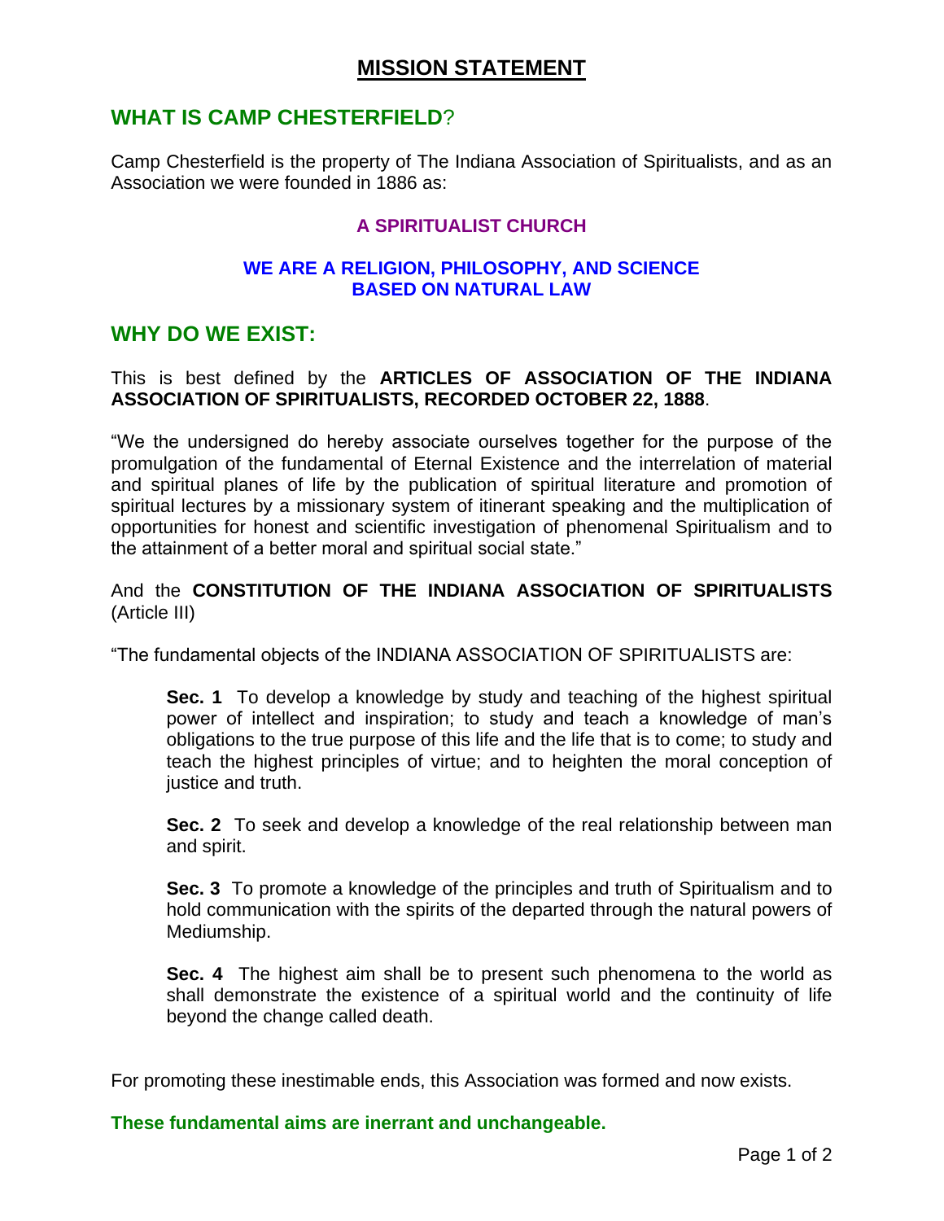# MISSION STATEMENT

## WHAT IS CAMP CHESTERFIELD?

Camp Chesterfield is the property of The Indiana Association of Spiritualists, and as an Association we were founded in 1886 as:

**A SPIRITUALIST CHURCH**

**WE ARE A RELIGION, PHILOSOPHY, AND SCIENCE BASED ON NATURAL LAW**

## WHY DO WE EXIST:

This is best defined by the **ARTICLES OF ASSOCIATION OF THE INDIANA ASSOCIATION OF SPIRITUALISTS, RECORDED OCTOBER 22, 1888**.

"We the undersigned do hereby associate ourselves together for the purpose of the promulgation of the fundamental of Eternal Existence and the interrelation of material and spiritual planes of life by the publication of spiritual literature and promotion of spiritual lectures by a missionary system of itinerant speaking and the multiplication of opportunities for honest and scientific investigation of phenomenal Spiritualism and to the attainment of a better moral and spiritual social state."

And the **CONSTITUTION OF THE INDIANA ASSOCIATION OF SPIRITUALISTS** (Article III)

"The fundamental objects of the INDIANA ASSOCIATION OF SPIRITUALISTS are:

> **Sec. 1** To develop a knowledge by study and teaching of the highest spiritual power of intellect and inspiration; to study and teach a knowledge of man's obligations to the true purpose of this life and the life that is to come; to study and teach the highest principles of virtue; and to heighten the moral conception of justice and truth.
>
> **Sec. 2** To seek and develop a knowledge of the real relationship between man and spirit.
>
> **Sec. 3** To promote a knowledge of the principles and truth of Spiritualism and to hold communication with the spirits of the departed through the natural powers of Mediumship.
>
> **Sec. 4** The highest aim shall be to present such phenomena to the world as shall demonstrate the existence of a spiritual world and the continuity of life beyond the change called death.

For promoting these inestimable ends, this Association was formed and now exists.

**These fundamental aims are inerrant and unchangeable.**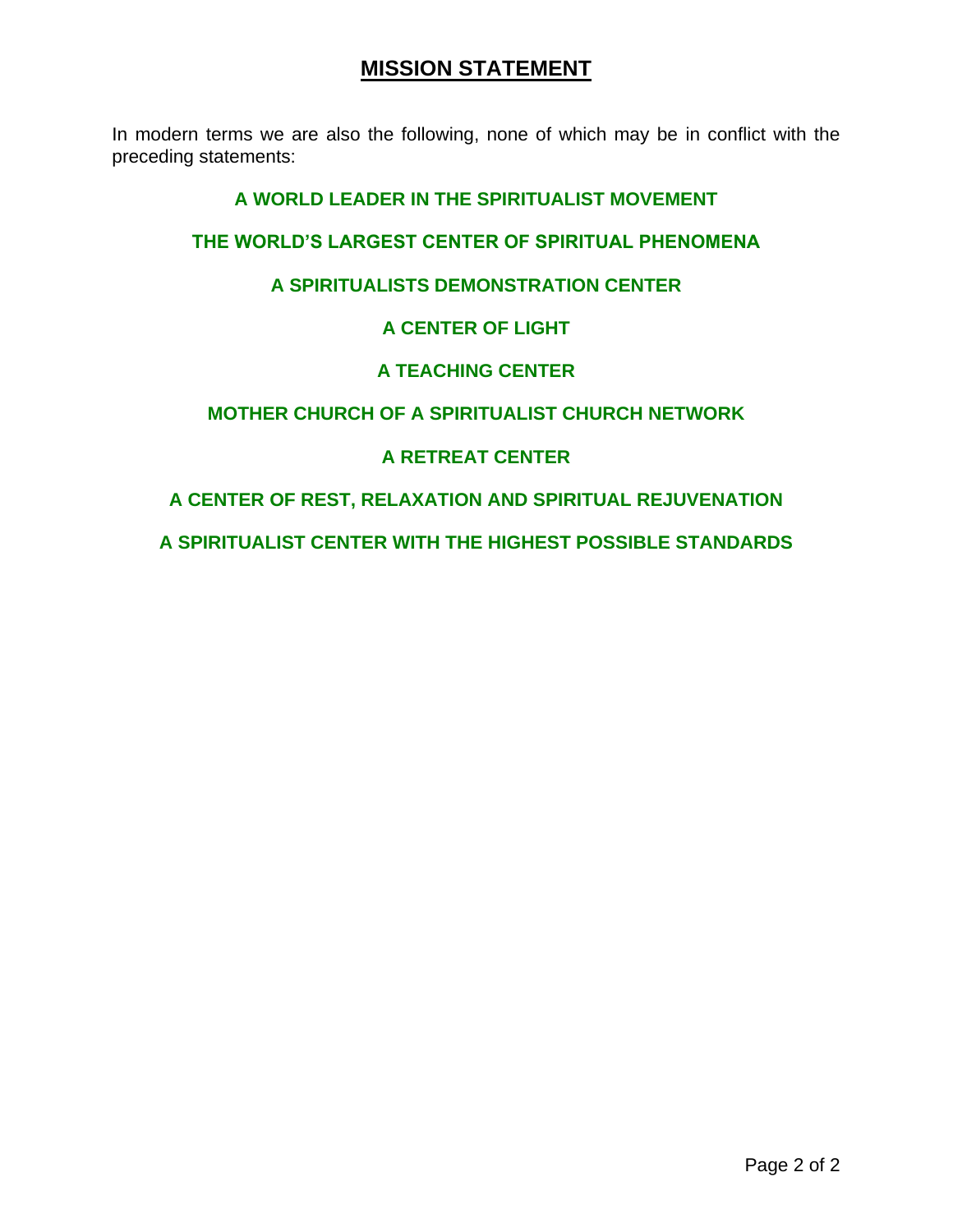# MISSION STATEMENT

In modern terms we are also the following, none of which may be in conflict with the preceding statements:

**A WORLD LEADER IN THE SPIRITUALIST MOVEMENT**

**THE WORLD'S LARGEST CENTER OF SPIRITUAL PHENOMENA**

**A SPIRITUALISTS DEMONSTRATION CENTER**

**A CENTER OF LIGHT**

**A TEACHING CENTER**

**MOTHER CHURCH OF A SPIRITUALIST CHURCH NETWORK**

**A RETREAT CENTER**

**A CENTER OF REST, RELAXATION AND SPIRITUAL REJUVENATION**

**A SPIRITUALIST CENTER WITH THE HIGHEST POSSIBLE STANDARDS**